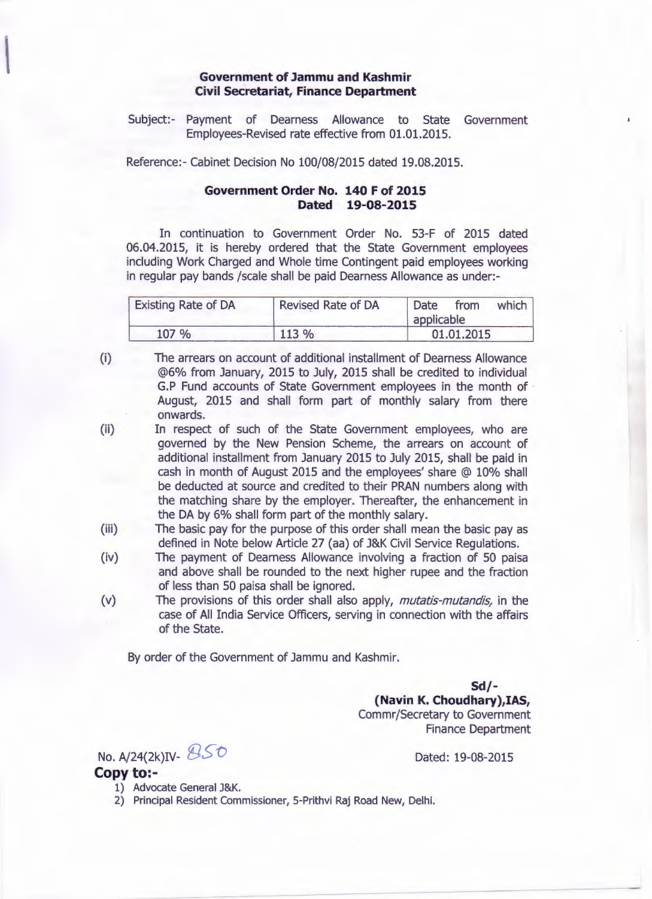**Government of Jammu and Kashmir**
**Civil Secretariat, Finance Department**

Subject:- Payment of Dearness Allowance to State Government Employees-Revised rate effective from 01.01.2015.

Reference:- Cabinet Decision No 100/08/2015 dated 19.08.2015.

**Government Order No. 140 F of 2015**
**Dated 19-08-2015**

In continuation to Government Order No. 53-F of 2015 dated 06.04.2015, it is hereby ordered that the State Government employees including Work Charged and Whole time Contingent paid employees working in regular pay bands /scale shall be paid Dearness Allowance as under:-

| Existing Rate of DA | Revised Rate of DA | Date from which applicable |
|---|---|---|
| 107 % | 113 % | 01.01.2015 |

(i) The arrears on account of additional installment of Dearness Allowance @6% from January, 2015 to July, 2015 shall be credited to individual G.P Fund accounts of State Government employees in the month of August, 2015 and shall form part of monthly salary from there onwards.

(ii) In respect of such of the State Government employees, who are governed by the New Pension Scheme, the arrears on account of additional installment from January 2015 to July 2015, shall be paid in cash in month of August 2015 and the employees' share @ 10% shall be deducted at source and credited to their PRAN numbers along with the matching share by the employer. Thereafter, the enhancement in the DA by 6% shall form part of the monthly salary.

(iii) The basic pay for the purpose of this order shall mean the basic pay as defined in Note below Article 27 (aa) of J&K Civil Service Regulations.

(iv) The payment of Dearness Allowance involving a fraction of 50 paisa and above shall be rounded to the next higher rupee and the fraction of less than 50 paisa shall be ignored.

(v) The provisions of this order shall also apply, *mutatis-mutandis,* in the case of All India Service Officers, serving in connection with the affairs of the State.

By order of the Government of Jammu and Kashmir.

**Sd/-**
**(Navin K. Choudhary),IAS,**
Commr/Secretary to Government
Finance Department

No. A/24(2k)IV- 850 Dated: 19-08-2015

**Copy to:-**

1) Advocate General J&K.
2) Principal Resident Commissioner, 5-Prithvi Raj Road New, Delhi.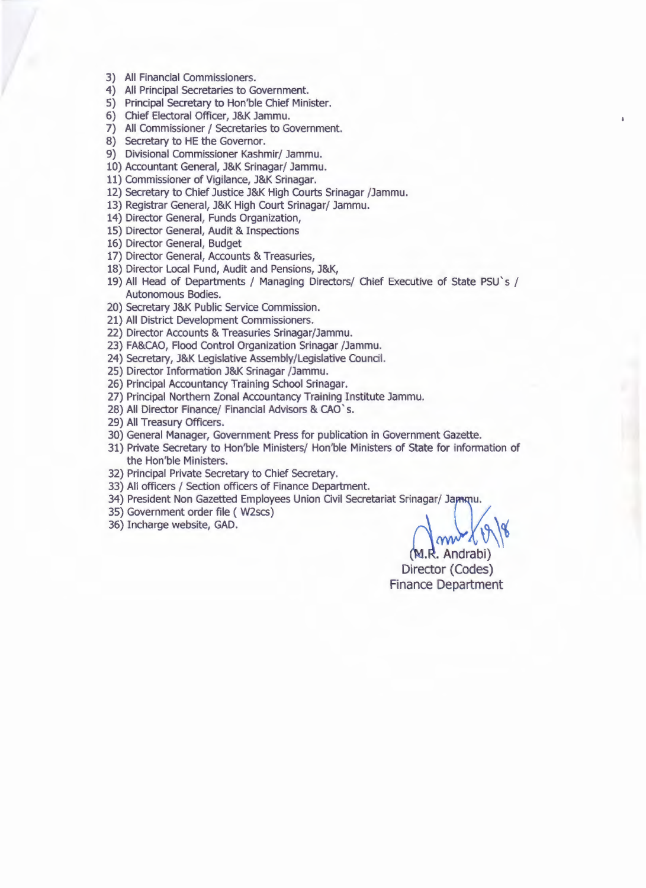3) All Financial Commissioners.
4) All Principal Secretaries to Government.
5) Principal Secretary to Hon'ble Chief Minister.
6) Chief Electoral Officer, J&K Jammu.
7) All Commissioner / Secretaries to Government.
8) Secretary to HE the Governor.
9) Divisional Commissioner Kashmir/ Jammu.
10) Accountant General, J&K Srinagar/ Jammu.
11) Commissioner of Vigilance, J&K Srinagar.
12) Secretary to Chief Justice J&K High Courts Srinagar /Jammu.
13) Registrar General, J&K High Court Srinagar/ Jammu.
14) Director General, Funds Organization,
15) Director General, Audit & Inspections
16) Director General, Budget
17) Director General, Accounts & Treasuries,
18) Director Local Fund, Audit and Pensions, J&K,
19) All Head of Departments / Managing Directors/ Chief Executive of State PSU`s / Autonomous Bodies.
20) Secretary J&K Public Service Commission.
21) All District Development Commissioners.
22) Director Accounts & Treasuries Srinagar/Jammu.
23) FA&CAO, Flood Control Organization Srinagar /Jammu.
24) Secretary, J&K Legislative Assembly/Legislative Council.
25) Director Information J&K Srinagar /Jammu.
26) Principal Accountancy Training School Srinagar.
27) Principal Northern Zonal Accountancy Training Institute Jammu.
28) All Director Finance/ Financial Advisors & CAO`s.
29) All Treasury Officers.
30) General Manager, Government Press for publication in Government Gazette.
31) Private Secretary to Hon'ble Ministers/ Hon'ble Ministers of State for information of the Hon'ble Ministers.
32) Principal Private Secretary to Chief Secretary.
33) All officers / Section officers of Finance Department.
34) President Non Gazetted Employees Union Civil Secretariat Srinagar/ Jammu.
35) Government order file ( W2scs)
36) Incharge website, GAD.

(M.R. Andrabi)
Director (Codes)
Finance Department